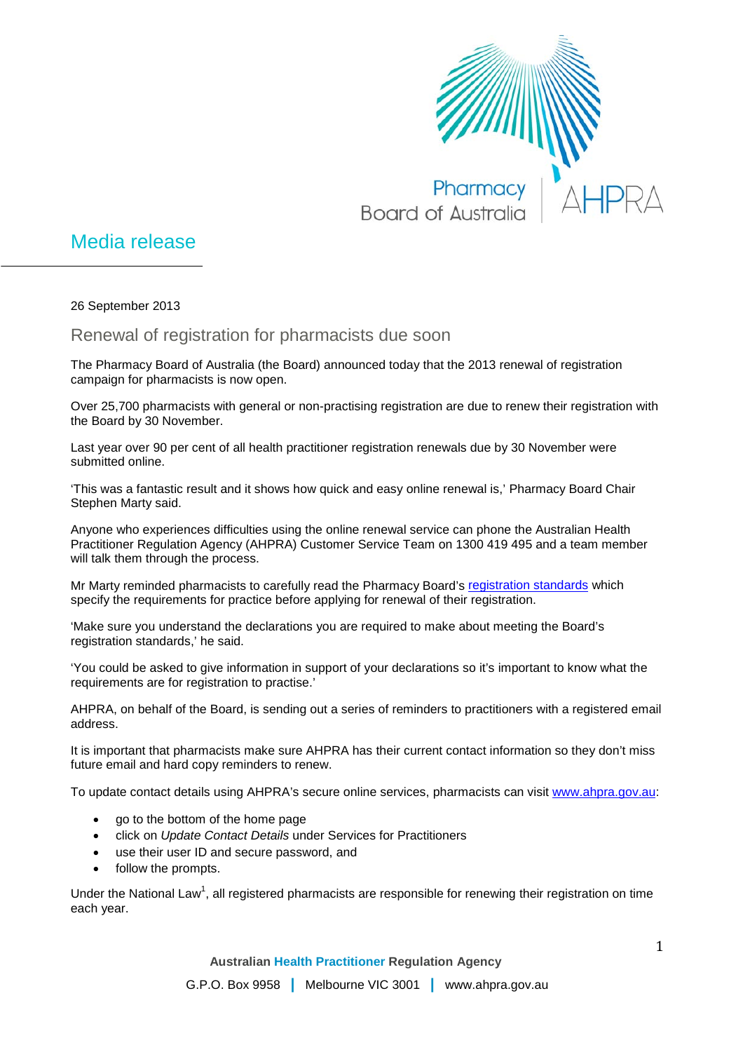# Media release

26 September 2013

## Renewal of registration for pharmacists due soon

The Pharmacy Board of Australia (the Board) announced today that the 2013 renewal of registration campaign for pharmacists is now open.

Over 25,700 pharmacists with general or non-practising registration are due to renew their registration with the Board by 30 November.

Last year over 90 per cent of all health practitioner registration renewals due by 30 November were submitted online.

'This was a fantastic result and it shows how quick and easy online renewal is,' Pharmacy Board Chair Stephen Marty said.

Anyone who experiences difficulties using the online renewal service can phone the Australian Health Practitioner Regulation Agency (AHPRA) Customer Service Team on 1300 419 495 and a team member will talk them through the process.

Mr Marty reminded pharmacists to carefully read the Pharmacy Board's registration standards which specify the requirements for practice before applying for renewal of their registration.

'Make sure you understand the declarations you are required to make about meeting the Board's registration standards,' he said.

'You could be asked to give information in support of your declarations so it's important to know what the requirements are for registration to practise.'

AHPRA, on behalf of the Board, is sending out a series of reminders to practitioners with a registered email address.

It is important that pharmacists make sure AHPRA has their current contact information so they don't miss future email and hard copy reminders to renew.

To update contact details using AHPRA's secure online services, pharmacists can visit www.ahpra.gov.au:

- go to the bottom of the home page
- click on *Update Contact Details* under Services for Practitioners
- use their user ID and secure password, and
- follow the prompts.

Under the National Law[1], all registered pharmacists are responsible for renewing their registration on time each year.

**Australian Health Practitioner Regulation Agency**

G.P.O. Box 9958 | Melbourne VIC 3001 | www.ahpra.gov.au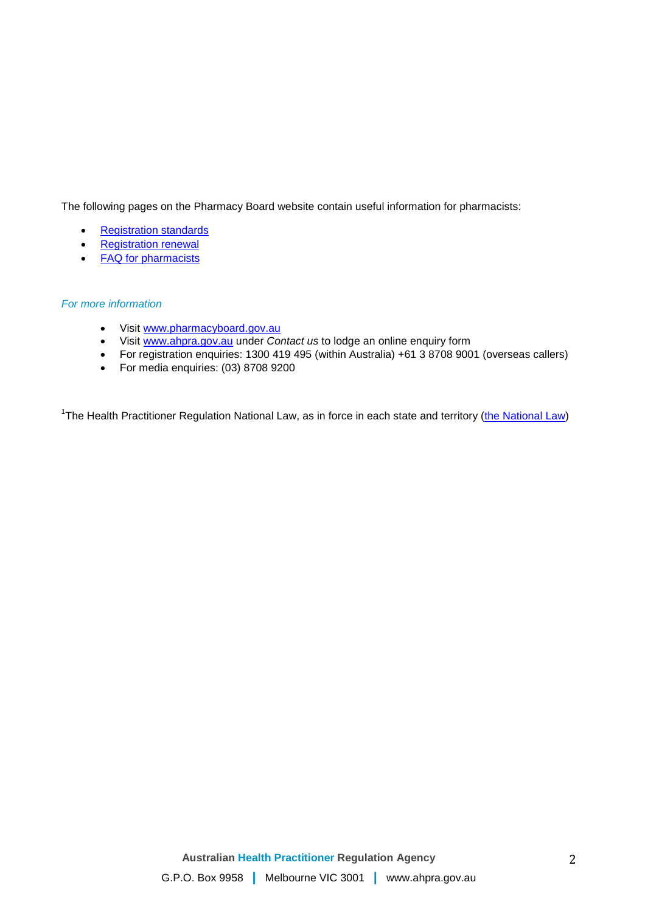The following pages on the Pharmacy Board website contain useful information for pharmacists:

- Registration standards
- Registration renewal
- FAQ for pharmacists

*For more information*

- Visit www.pharmacyboard.gov.au
- Visit www.ahpra.gov.au under *Contact us* to lodge an online enquiry form
- For registration enquiries: 1300 419 495 (within Australia) +61 3 8708 9001 (overseas callers)
- For media enquiries: (03) 8708 9200

[1]The Health Practitioner Regulation National Law, as in force in each state and territory (the National Law)